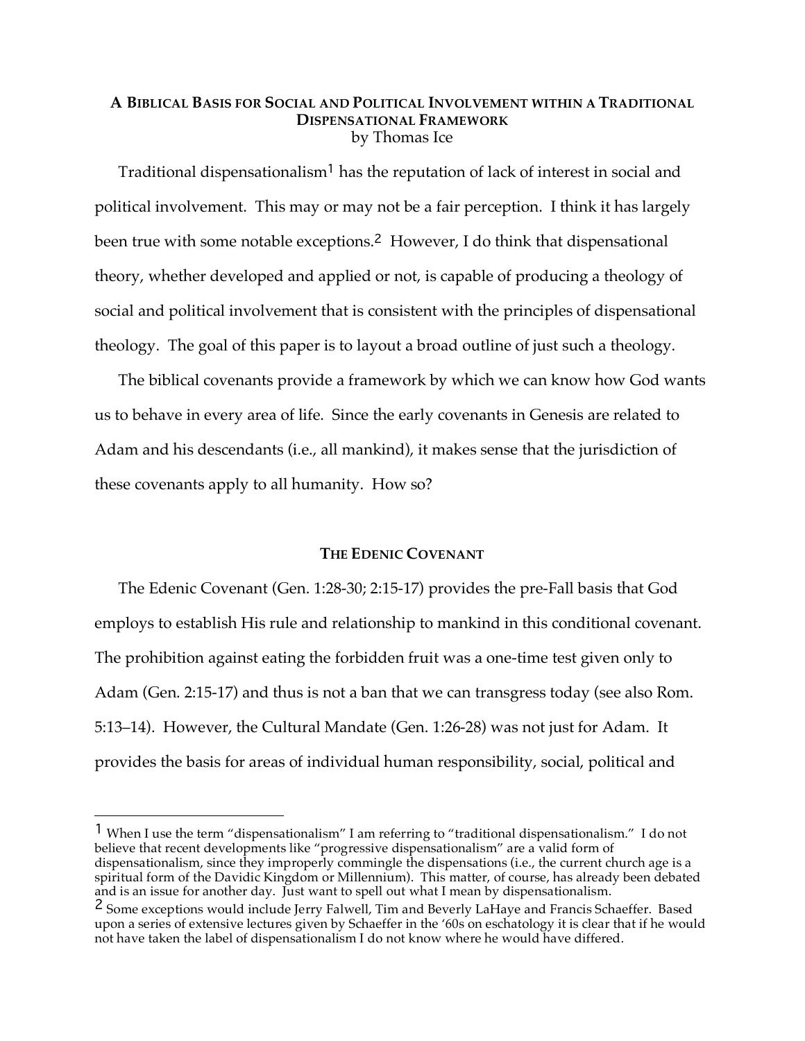# A Biblical Basis for Social and Political Involvement within a Traditional Dispensational Framework

by Thomas Ice

Traditional dispensationalism[1] has the reputation of lack of interest in social and political involvement. This may or may not be a fair perception. I think it has largely been true with some notable exceptions.[2] However, I do think that dispensational theory, whether developed and applied or not, is capable of producing a theology of social and political involvement that is consistent with the principles of dispensational theology. The goal of this paper is to layout a broad outline of just such a theology.

The biblical covenants provide a framework by which we can know how God wants us to behave in every area of life. Since the early covenants in Genesis are related to Adam and his descendants (i.e., all mankind), it makes sense that the jurisdiction of these covenants apply to all humanity. How so?

## The Edenic Covenant

The Edenic Covenant (Gen. 1:28-30; 2:15-17) provides the pre-Fall basis that God employs to establish His rule and relationship to mankind in this conditional covenant. The prohibition against eating the forbidden fruit was a one-time test given only to Adam (Gen. 2:15-17) and thus is not a ban that we can transgress today (see also Rom. 5:13–14). However, the Cultural Mandate (Gen. 1:26-28) was not just for Adam. It provides the basis for areas of individual human responsibility, social, political and

---

[1] When I use the term "dispensationalism" I am referring to "traditional dispensationalism." I do not believe that recent developments like "progressive dispensationalism" are a valid form of dispensationalism, since they improperly commingle the dispensations (i.e., the current church age is a spiritual form of the Davidic Kingdom or Millennium). This matter, of course, has already been debated and is an issue for another day. Just want to spell out what I mean by dispensationalism.

[2] Some exceptions would include Jerry Falwell, Tim and Beverly LaHaye and Francis Schaeffer. Based upon a series of extensive lectures given by Schaeffer in the '60s on eschatology it is clear that if he would not have taken the label of dispensationalism I do not know where he would have differed.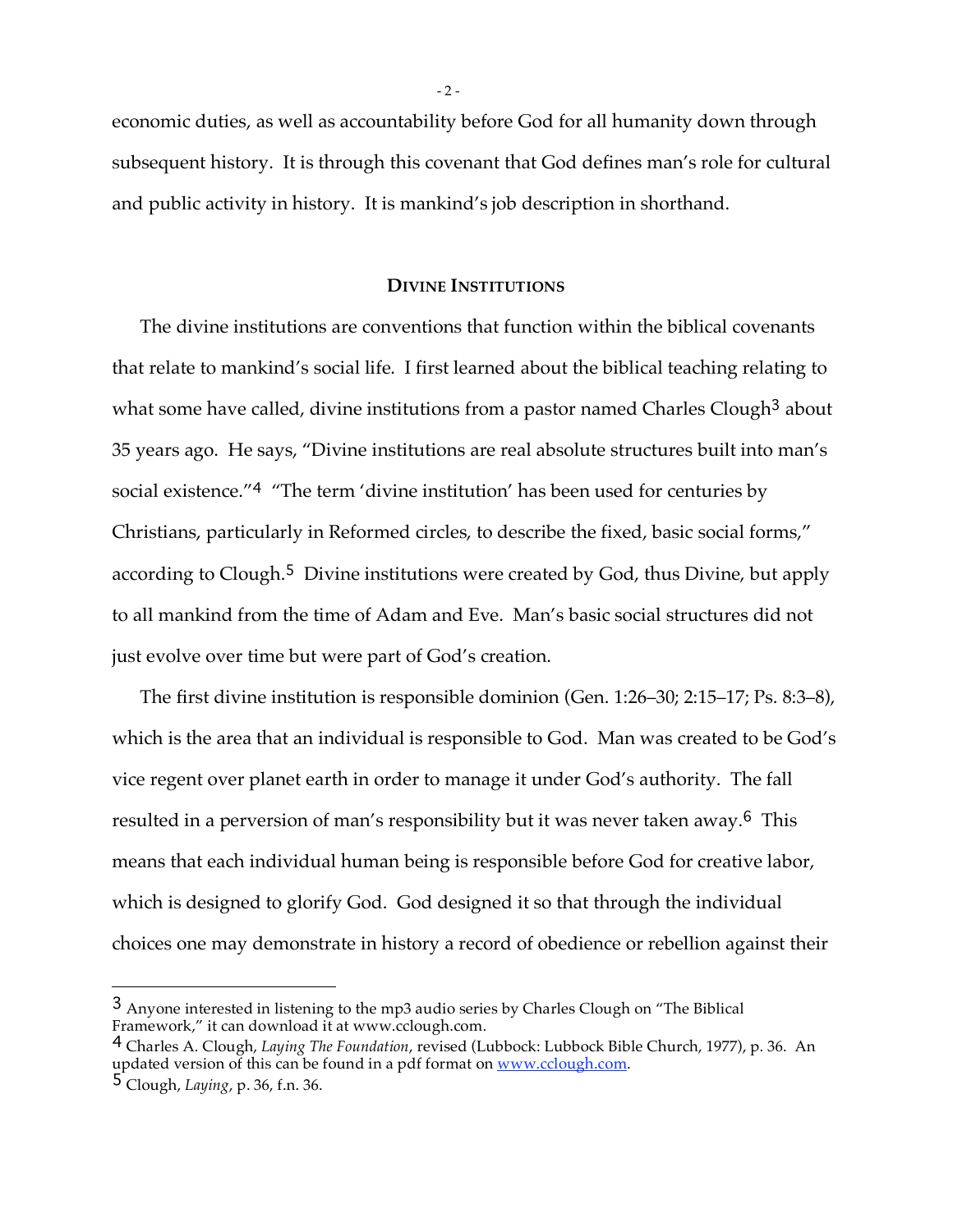economic duties, as well as accountability before God for all humanity down through subsequent history. It is through this covenant that God defines man's role for cultural and public activity in history. It is mankind's job description in shorthand.

## DIVINE INSTITUTIONS

The divine institutions are conventions that function within the biblical covenants that relate to mankind's social life. I first learned about the biblical teaching relating to what some have called, divine institutions from a pastor named Charles Clough[3] about 35 years ago. He says, "Divine institutions are real absolute structures built into man's social existence."[4] "The term 'divine institution' has been used for centuries by Christians, particularly in Reformed circles, to describe the fixed, basic social forms," according to Clough.[5] Divine institutions were created by God, thus Divine, but apply to all mankind from the time of Adam and Eve. Man's basic social structures did not just evolve over time but were part of God's creation.

The first divine institution is responsible dominion (Gen. 1:26–30; 2:15–17; Ps. 8:3–8), which is the area that an individual is responsible to God. Man was created to be God's vice regent over planet earth in order to manage it under God's authority. The fall resulted in a perversion of man's responsibility but it was never taken away.[6] This means that each individual human being is responsible before God for creative labor, which is designed to glorify God. God designed it so that through the individual choices one may demonstrate in history a record of obedience or rebellion against their

---

[3] Anyone interested in listening to the mp3 audio series by Charles Clough on "The Biblical Framework," it can download it at www.cclough.com.

[4] Charles A. Clough, *Laying The Foundation*, revised (Lubbock: Lubbock Bible Church, 1977), p. 36. An updated version of this can be found in a pdf format on www.cclough.com.

[5] Clough, *Laying*, p. 36, f.n. 36.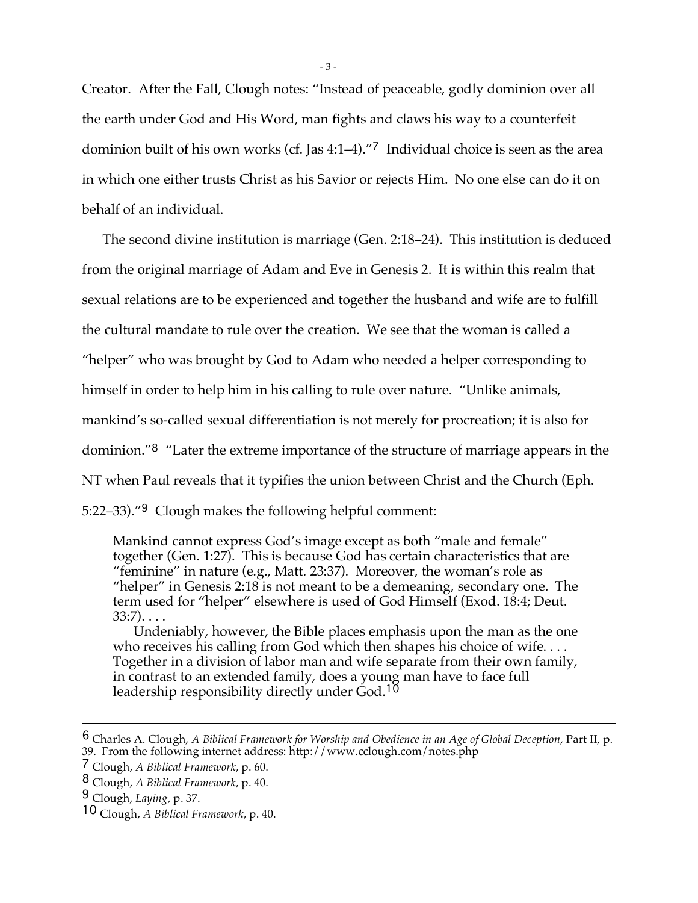Creator. After the Fall, Clough notes: "Instead of peaceable, godly dominion over all the earth under God and His Word, man fights and claws his way to a counterfeit dominion built of his own works (cf. Jas 4:1–4)."[7] Individual choice is seen as the area in which one either trusts Christ as his Savior or rejects Him. No one else can do it on behalf of an individual.

The second divine institution is marriage (Gen. 2:18–24). This institution is deduced from the original marriage of Adam and Eve in Genesis 2. It is within this realm that sexual relations are to be experienced and together the husband and wife are to fulfill the cultural mandate to rule over the creation. We see that the woman is called a "helper" who was brought by God to Adam who needed a helper corresponding to himself in order to help him in his calling to rule over nature. "Unlike animals, mankind's so-called sexual differentiation is not merely for procreation; it is also for dominion."[8] "Later the extreme importance of the structure of marriage appears in the NT when Paul reveals that it typifies the union between Christ and the Church (Eph. 5:22–33)."[9] Clough makes the following helpful comment:

> Mankind cannot express God's image except as both "male and female" together (Gen. 1:27). This is because God has certain characteristics that are "feminine" in nature (e.g., Matt. 23:37). Moreover, the woman's role as "helper" in Genesis 2:18 is not meant to be a demeaning, secondary one. The term used for "helper" elsewhere is used of God Himself (Exod. 18:4; Deut. 33:7). . . .
>
> Undeniably, however, the Bible places emphasis upon the man as the one who receives his calling from God which then shapes his choice of wife. . . . Together in a division of labor man and wife separate from their own family, in contrast to an extended family, does a young man have to face full leadership responsibility directly under God.[10]

---

6 Charles A. Clough, *A Biblical Framework for Worship and Obedience in an Age of Global Deception*, Part II, p. 39. From the following internet address: http://www.cclough.com/notes.php

7 Clough, *A Biblical Framework*, p. 60.

8 Clough, *A Biblical Framework*, p. 40.

9 Clough, *Laying*, p. 37.

10 Clough, *A Biblical Framework*, p. 40.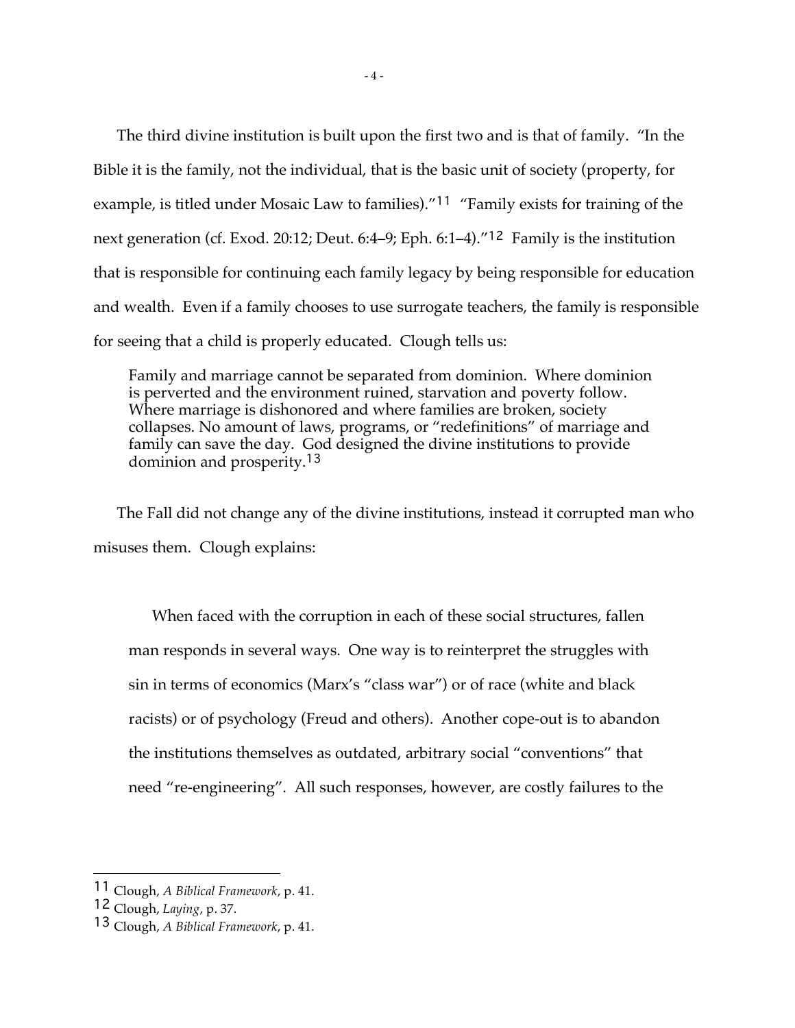The third divine institution is built upon the first two and is that of family. "In the Bible it is the family, not the individual, that is the basic unit of society (property, for example, is titled under Mosaic Law to families)."[11] "Family exists for training of the next generation (cf. Exod. 20:12; Deut. 6:4–9; Eph. 6:1–4)."[12] Family is the institution that is responsible for continuing each family legacy by being responsible for education and wealth. Even if a family chooses to use surrogate teachers, the family is responsible for seeing that a child is properly educated. Clough tells us:

> Family and marriage cannot be separated from dominion. Where dominion is perverted and the environment ruined, starvation and poverty follow. Where marriage is dishonored and where families are broken, society collapses. No amount of laws, programs, or "redefinitions" of marriage and family can save the day. God designed the divine institutions to provide dominion and prosperity.[13]

The Fall did not change any of the divine institutions, instead it corrupted man who misuses them. Clough explains:

> When faced with the corruption in each of these social structures, fallen man responds in several ways. One way is to reinterpret the struggles with sin in terms of economics (Marx's "class war") or of race (white and black racists) or of psychology (Freud and others). Another cope-out is to abandon the institutions themselves as outdated, arbitrary social "conventions" that need "re-engineering". All such responses, however, are costly failures to the

---

[11] Clough, *A Biblical Framework*, p. 41.

[12] Clough, *Laying*, p. 37.

[13] Clough, *A Biblical Framework*, p. 41.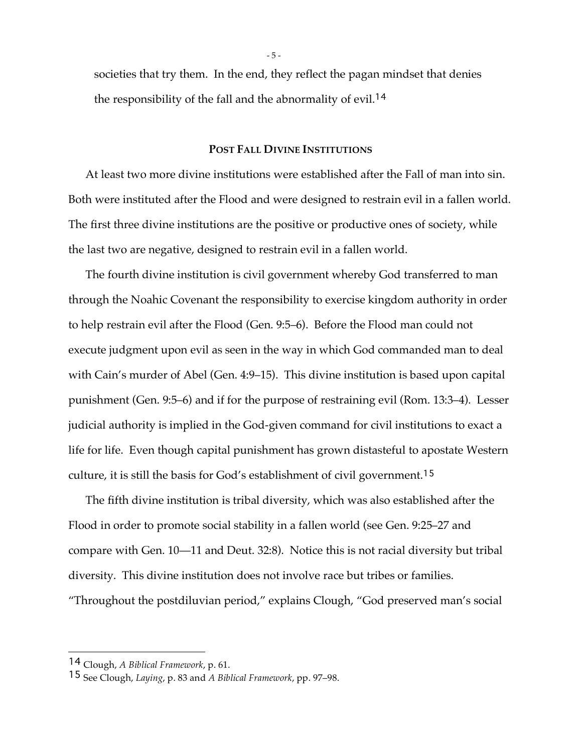societies that try them. In the end, they reflect the pagan mindset that denies the responsibility of the fall and the abnormality of evil.[14]

## Post Fall Divine Institutions

At least two more divine institutions were established after the Fall of man into sin. Both were instituted after the Flood and were designed to restrain evil in a fallen world. The first three divine institutions are the positive or productive ones of society, while the last two are negative, designed to restrain evil in a fallen world.

The fourth divine institution is civil government whereby God transferred to man through the Noahic Covenant the responsibility to exercise kingdom authority in order to help restrain evil after the Flood (Gen. 9:5–6). Before the Flood man could not execute judgment upon evil as seen in the way in which God commanded man to deal with Cain's murder of Abel (Gen. 4:9–15). This divine institution is based upon capital punishment (Gen. 9:5–6) and if for the purpose of restraining evil (Rom. 13:3–4). Lesser judicial authority is implied in the God-given command for civil institutions to exact a life for life. Even though capital punishment has grown distasteful to apostate Western culture, it is still the basis for God's establishment of civil government.[15]

The fifth divine institution is tribal diversity, which was also established after the Flood in order to promote social stability in a fallen world (see Gen. 9:25–27 and compare with Gen. 10—11 and Deut. 32:8). Notice this is not racial diversity but tribal diversity. This divine institution does not involve race but tribes or families. "Throughout the postdiluvian period," explains Clough, "God preserved man's social

---

[14] Clough, *A Biblical Framework*, p. 61.

[15] See Clough, *Laying*, p. 83 and *A Biblical Framework*, pp. 97–98.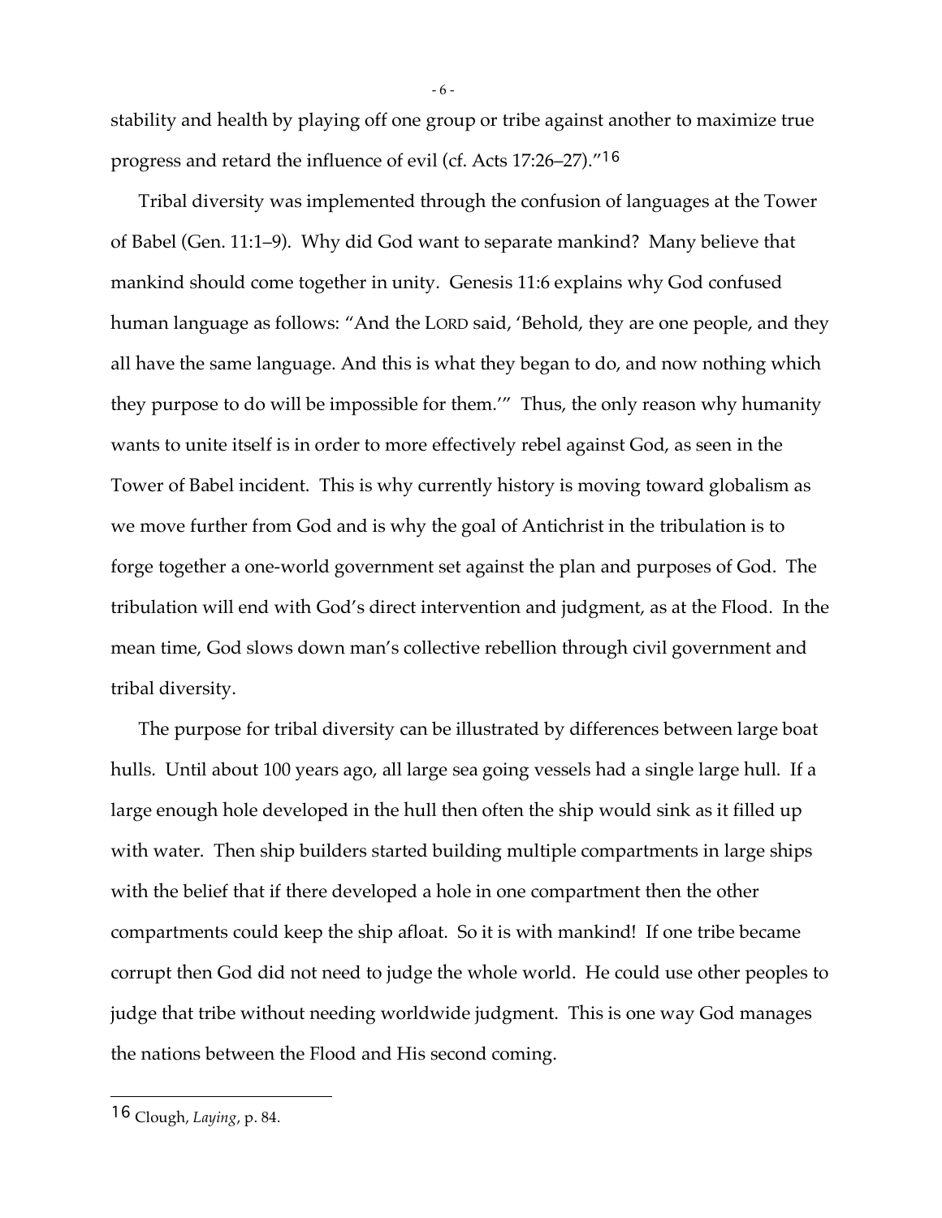stability and health by playing off one group or tribe against another to maximize true progress and retard the influence of evil (cf. Acts 17:26–27)."[16]

Tribal diversity was implemented through the confusion of languages at the Tower of Babel (Gen. 11:1–9). Why did God want to separate mankind? Many believe that mankind should come together in unity. Genesis 11:6 explains why God confused human language as follows: "And the LORD said, 'Behold, they are one people, and they all have the same language. And this is what they began to do, and now nothing which they purpose to do will be impossible for them.'" Thus, the only reason why humanity wants to unite itself is in order to more effectively rebel against God, as seen in the Tower of Babel incident. This is why currently history is moving toward globalism as we move further from God and is why the goal of Antichrist in the tribulation is to forge together a one-world government set against the plan and purposes of God. The tribulation will end with God's direct intervention and judgment, as at the Flood. In the mean time, God slows down man's collective rebellion through civil government and tribal diversity.

The purpose for tribal diversity can be illustrated by differences between large boat hulls. Until about 100 years ago, all large sea going vessels had a single large hull. If a large enough hole developed in the hull then often the ship would sink as it filled up with water. Then ship builders started building multiple compartments in large ships with the belief that if there developed a hole in one compartment then the other compartments could keep the ship afloat. So it is with mankind! If one tribe became corrupt then God did not need to judge the whole world. He could use other peoples to judge that tribe without needing worldwide judgment. This is one way God manages the nations between the Flood and His second coming.

---

[16] Clough, *Laying*, p. 84.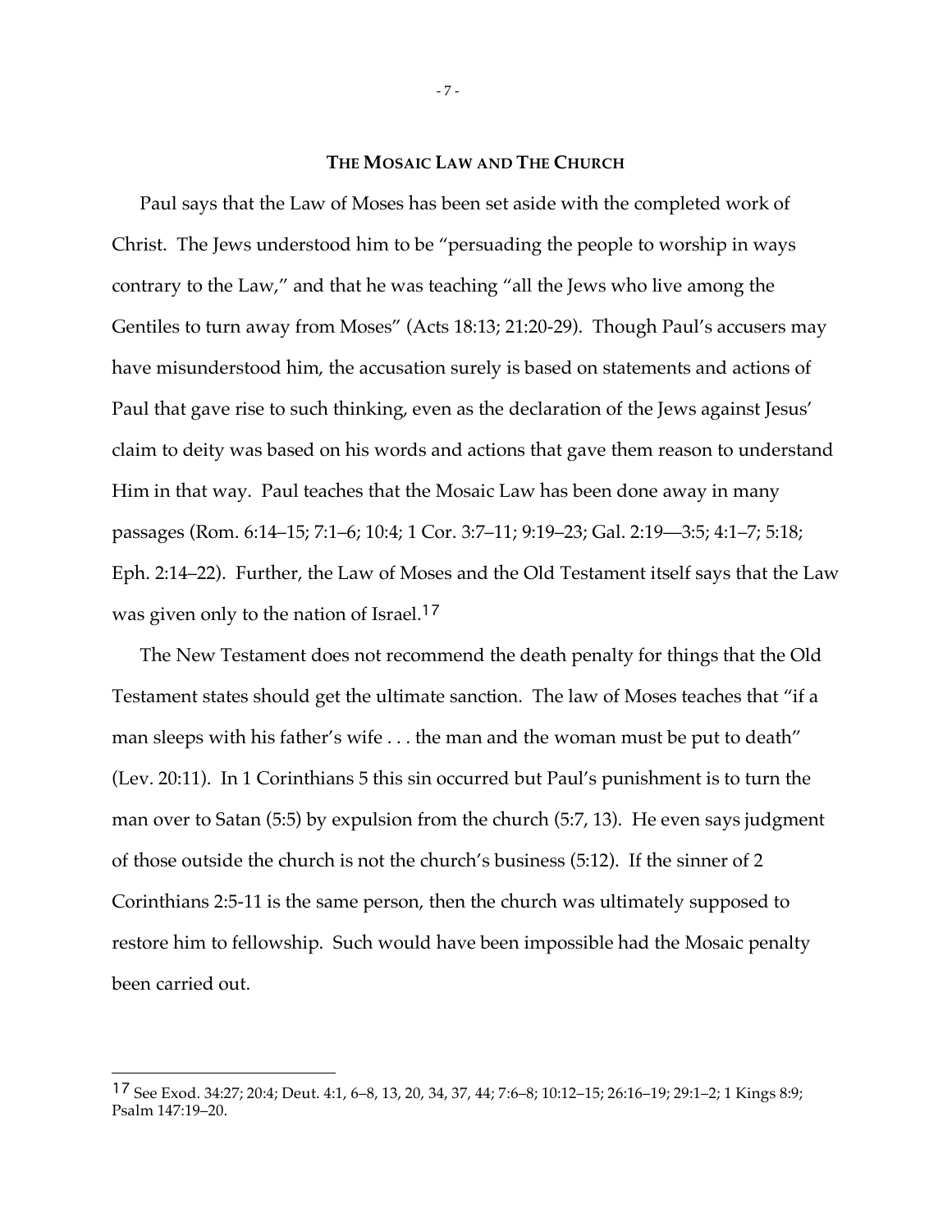## The Mosaic Law and The Church

Paul says that the Law of Moses has been set aside with the completed work of Christ. The Jews understood him to be "persuading the people to worship in ways contrary to the Law," and that he was teaching "all the Jews who live among the Gentiles to turn away from Moses" (Acts 18:13; 21:20-29). Though Paul's accusers may have misunderstood him, the accusation surely is based on statements and actions of Paul that gave rise to such thinking, even as the declaration of the Jews against Jesus' claim to deity was based on his words and actions that gave them reason to understand Him in that way. Paul teaches that the Mosaic Law has been done away in many passages (Rom. 6:14–15; 7:1–6; 10:4; 1 Cor. 3:7–11; 9:19–23; Gal. 2:19—3:5; 4:1–7; 5:18; Eph. 2:14–22). Further, the Law of Moses and the Old Testament itself says that the Law was given only to the nation of Israel.[17]

The New Testament does not recommend the death penalty for things that the Old Testament states should get the ultimate sanction. The law of Moses teaches that "if a man sleeps with his father's wife . . . the man and the woman must be put to death" (Lev. 20:11). In 1 Corinthians 5 this sin occurred but Paul's punishment is to turn the man over to Satan (5:5) by expulsion from the church (5:7, 13). He even says judgment of those outside the church is not the church's business (5:12). If the sinner of 2 Corinthians 2:5-11 is the same person, then the church was ultimately supposed to restore him to fellowship. Such would have been impossible had the Mosaic penalty been carried out.

---

[17] See Exod. 34:27; 20:4; Deut. 4:1, 6–8, 13, 20, 34, 37, 44; 7:6–8; 10:12–15; 26:16–19; 29:1–2; 1 Kings 8:9; Psalm 147:19–20.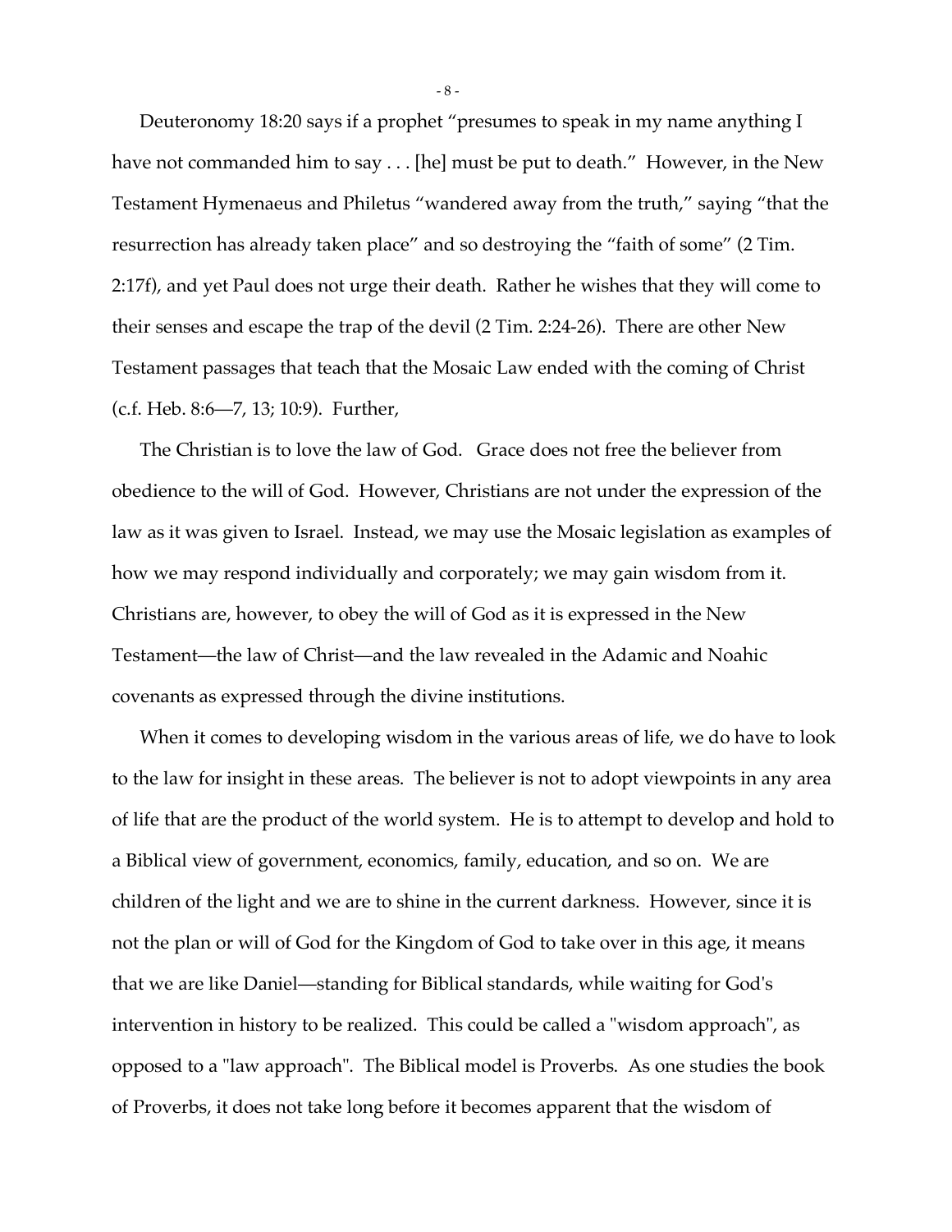Deuteronomy 18:20 says if a prophet “presumes to speak in my name anything I have not commanded him to say . . . [he] must be put to death.” However, in the New Testament Hymenaeus and Philetus “wandered away from the truth,” saying “that the resurrection has already taken place” and so destroying the “faith of some” (2 Tim. 2:17f), and yet Paul does not urge their death. Rather he wishes that they will come to their senses and escape the trap of the devil (2 Tim. 2:24-26). There are other New Testament passages that teach that the Mosaic Law ended with the coming of Christ (c.f. Heb. 8:6—7, 13; 10:9). Further,

The Christian is to love the law of God. Grace does not free the believer from obedience to the will of God. However, Christians are not under the expression of the law as it was given to Israel. Instead, we may use the Mosaic legislation as examples of how we may respond individually and corporately; we may gain wisdom from it. Christians are, however, to obey the will of God as it is expressed in the New Testament—the law of Christ—and the law revealed in the Adamic and Noahic covenants as expressed through the divine institutions.

When it comes to developing wisdom in the various areas of life, we do have to look to the law for insight in these areas. The believer is not to adopt viewpoints in any area of life that are the product of the world system. He is to attempt to develop and hold to a Biblical view of government, economics, family, education, and so on. We are children of the light and we are to shine in the current darkness. However, since it is not the plan or will of God for the Kingdom of God to take over in this age, it means that we are like Daniel—standing for Biblical standards, while waiting for God's intervention in history to be realized. This could be called a "wisdom approach", as opposed to a "law approach". The Biblical model is Proverbs. As one studies the book of Proverbs, it does not take long before it becomes apparent that the wisdom of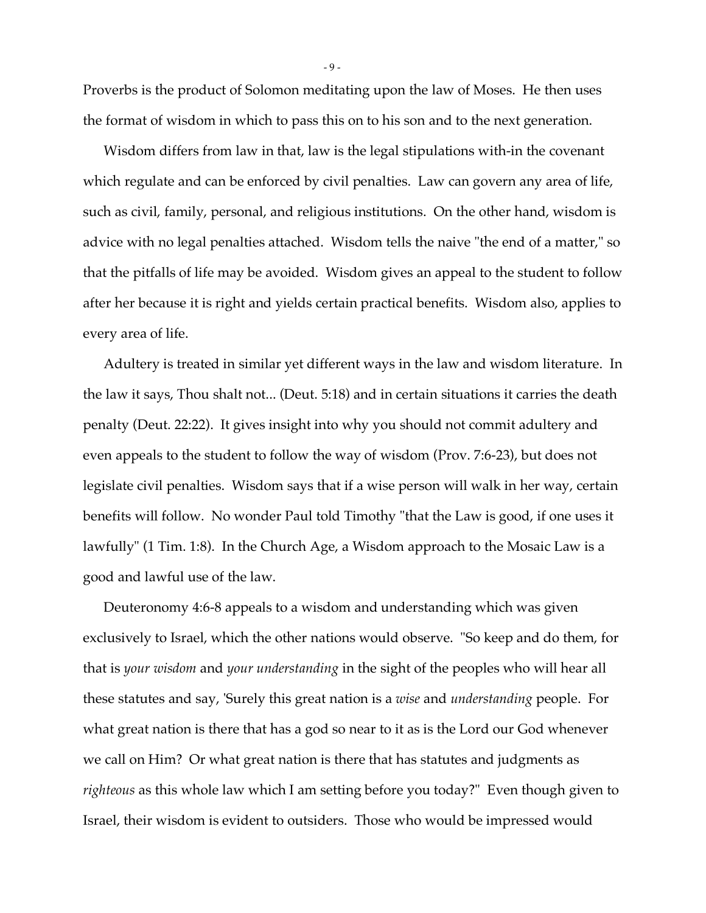Proverbs is the product of Solomon meditating upon the law of Moses. He then uses the format of wisdom in which to pass this on to his son and to the next generation.

Wisdom differs from law in that, law is the legal stipulations with-in the covenant which regulate and can be enforced by civil penalties. Law can govern any area of life, such as civil, family, personal, and religious institutions. On the other hand, wisdom is advice with no legal penalties attached. Wisdom tells the naive "the end of a matter," so that the pitfalls of life may be avoided. Wisdom gives an appeal to the student to follow after her because it is right and yields certain practical benefits. Wisdom also, applies to every area of life.

Adultery is treated in similar yet different ways in the law and wisdom literature. In the law it says, Thou shalt not... (Deut. 5:18) and in certain situations it carries the death penalty (Deut. 22:22). It gives insight into why you should not commit adultery and even appeals to the student to follow the way of wisdom (Prov. 7:6-23), but does not legislate civil penalties. Wisdom says that if a wise person will walk in her way, certain benefits will follow. No wonder Paul told Timothy "that the Law is good, if one uses it lawfully" (1 Tim. 1:8). In the Church Age, a Wisdom approach to the Mosaic Law is a good and lawful use of the law.

Deuteronomy 4:6-8 appeals to a wisdom and understanding which was given exclusively to Israel, which the other nations would observe. "So keep and do them, for that is *your wisdom* and *your understanding* in the sight of the peoples who will hear all these statutes and say, 'Surely this great nation is a *wise* and *understanding* people. For what great nation is there that has a god so near to it as is the Lord our God whenever we call on Him? Or what great nation is there that has statutes and judgments as *righteous* as this whole law which I am setting before you today?" Even though given to Israel, their wisdom is evident to outsiders. Those who would be impressed would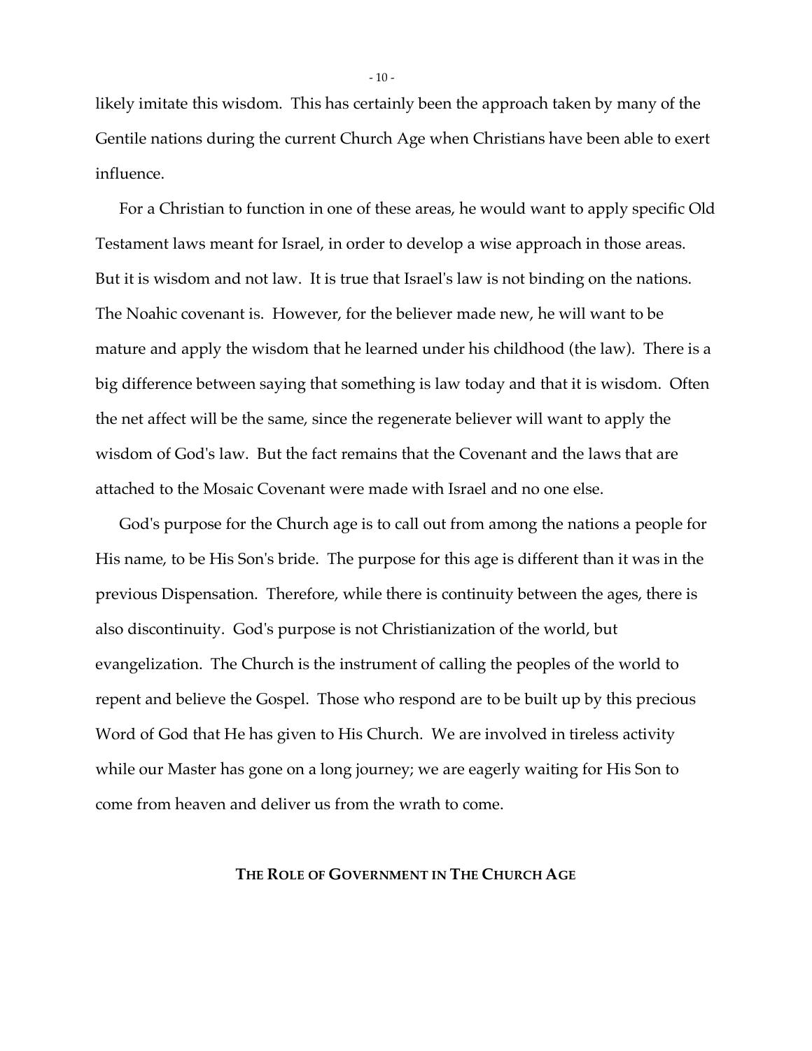likely imitate this wisdom. This has certainly been the approach taken by many of the Gentile nations during the current Church Age when Christians have been able to exert influence.

For a Christian to function in one of these areas, he would want to apply specific Old Testament laws meant for Israel, in order to develop a wise approach in those areas. But it is wisdom and not law. It is true that Israel's law is not binding on the nations. The Noahic covenant is. However, for the believer made new, he will want to be mature and apply the wisdom that he learned under his childhood (the law). There is a big difference between saying that something is law today and that it is wisdom. Often the net affect will be the same, since the regenerate believer will want to apply the wisdom of God's law. But the fact remains that the Covenant and the laws that are attached to the Mosaic Covenant were made with Israel and no one else.

God's purpose for the Church age is to call out from among the nations a people for His name, to be His Son's bride. The purpose for this age is different than it was in the previous Dispensation. Therefore, while there is continuity between the ages, there is also discontinuity. God's purpose is not Christianization of the world, but evangelization. The Church is the instrument of calling the peoples of the world to repent and believe the Gospel. Those who respond are to be built up by this precious Word of God that He has given to His Church. We are involved in tireless activity while our Master has gone on a long journey; we are eagerly waiting for His Son to come from heaven and deliver us from the wrath to come.

## THE ROLE OF GOVERNMENT IN THE CHURCH AGE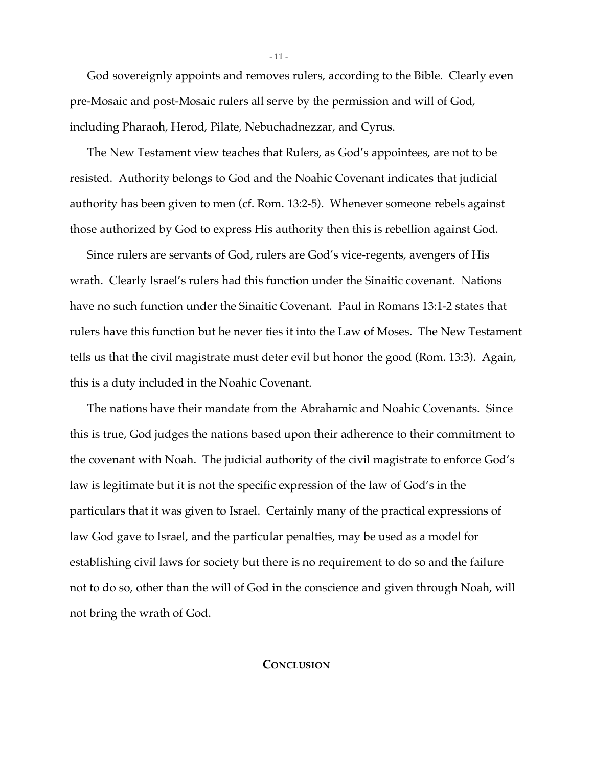God sovereignly appoints and removes rulers, according to the Bible. Clearly even pre-Mosaic and post-Mosaic rulers all serve by the permission and will of God, including Pharaoh, Herod, Pilate, Nebuchadnezzar, and Cyrus.

The New Testament view teaches that Rulers, as God's appointees, are not to be resisted. Authority belongs to God and the Noahic Covenant indicates that judicial authority has been given to men (cf. Rom. 13:2-5). Whenever someone rebels against those authorized by God to express His authority then this is rebellion against God.

Since rulers are servants of God, rulers are God's vice-regents, avengers of His wrath. Clearly Israel's rulers had this function under the Sinaitic covenant. Nations have no such function under the Sinaitic Covenant. Paul in Romans 13:1-2 states that rulers have this function but he never ties it into the Law of Moses. The New Testament tells us that the civil magistrate must deter evil but honor the good (Rom. 13:3). Again, this is a duty included in the Noahic Covenant.

The nations have their mandate from the Abrahamic and Noahic Covenants. Since this is true, God judges the nations based upon their adherence to their commitment to the covenant with Noah. The judicial authority of the civil magistrate to enforce God's law is legitimate but it is not the specific expression of the law of God's in the particulars that it was given to Israel. Certainly many of the practical expressions of law God gave to Israel, and the particular penalties, may be used as a model for establishing civil laws for society but there is no requirement to do so and the failure not to do so, other than the will of God in the conscience and given through Noah, will not bring the wrath of God.

## CONCLUSION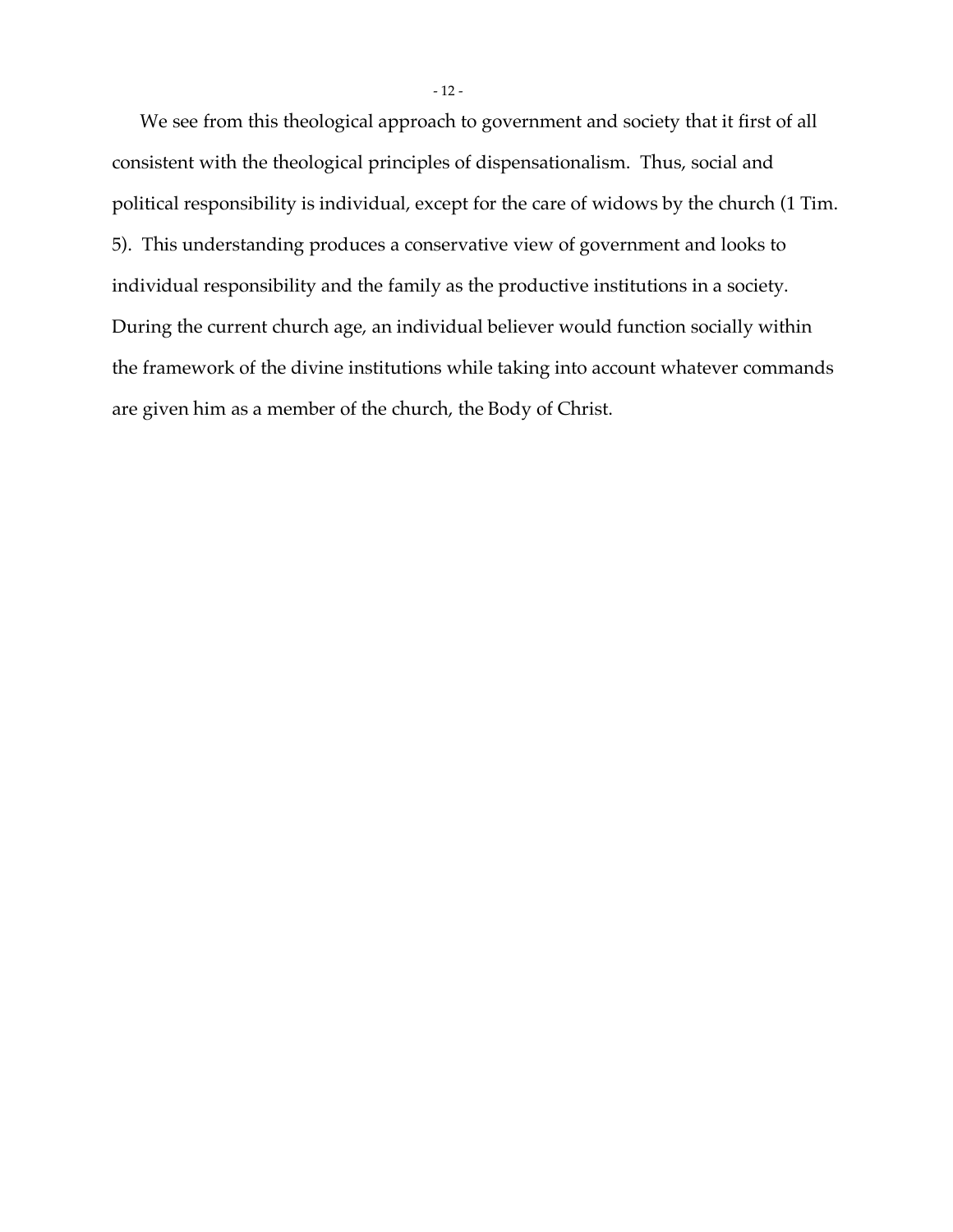We see from this theological approach to government and society that it first of all consistent with the theological principles of dispensationalism. Thus, social and political responsibility is individual, except for the care of widows by the church (1 Tim. 5). This understanding produces a conservative view of government and looks to individual responsibility and the family as the productive institutions in a society. During the current church age, an individual believer would function socially within the framework of the divine institutions while taking into account whatever commands are given him as a member of the church, the Body of Christ.